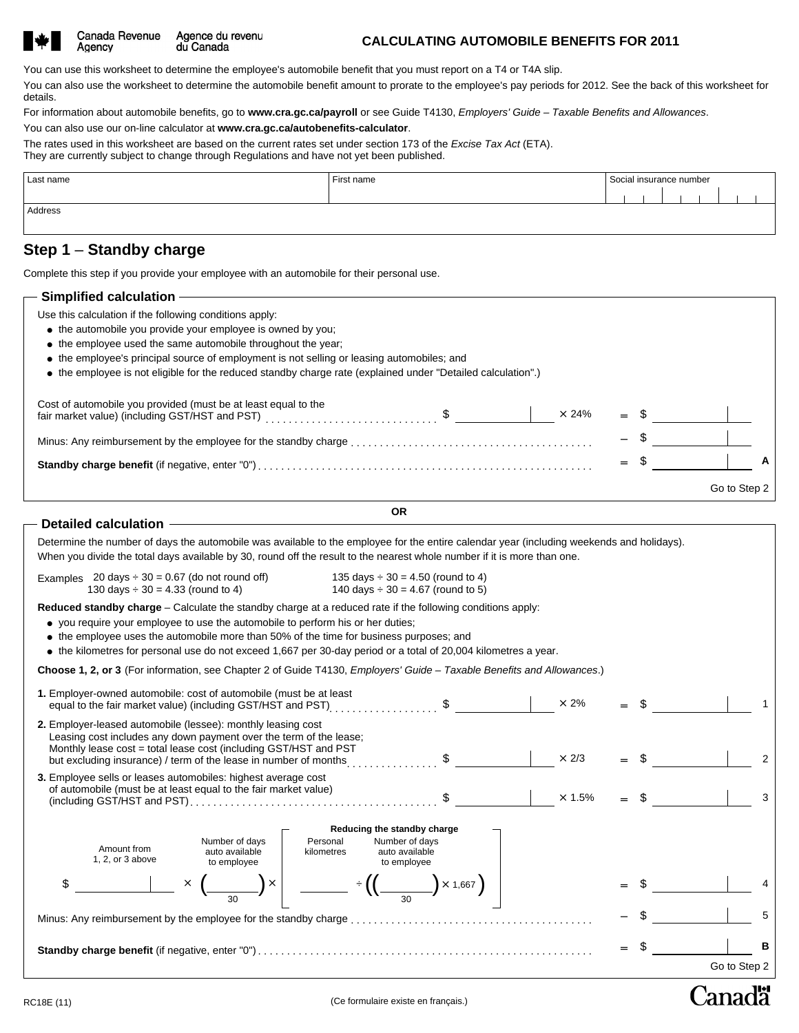Canada Revenue Agency / Agence du revenu du Canada

# CALCULATING AUTOMOBILE BENEFITS FOR 2011

You can use this worksheet to determine the employee's automobile benefit that you must report on a T4 or T4A slip.

You can also use the worksheet to determine the automobile benefit amount to prorate to the employee's pay periods for 2012. See the back of this worksheet for details.

For information about automobile benefits, go to **www.cra.gc.ca/payroll** or see Guide T4130, *Employers' Guide – Taxable Benefits and Allowances*.

You can also use our on-line calculator at **www.cra.gc.ca/autobenefits-calculator**.

The rates used in this worksheet are based on the current rates set under section 173 of the *Excise Tax Act* (ETA).
They are currently subject to change through Regulations and have not yet been published.

| Last name | First name | Social insurance number |
|---|---|---|
| Address | | |

## Step 1 – Standby charge

Complete this step if you provide your employee with an automobile for their personal use.

### Simplified calculation

Use this calculation if the following conditions apply:

- the automobile you provide your employee is owned by you;
- the employee used the same automobile throughout the year;
- the employee's principal source of employment is not selling or leasing automobiles; and
- the employee is not eligible for the reduced standby charge rate (explained under "Detailed calculation".)

Cost of automobile you provided (must be at least equal to the fair market value) (including GST/HST and PST) ........ $ ________ × 24% = $ ________

Minus: Any reimbursement by the employee for the standby charge ........ – $ ________

**Standby charge benefit** (if negative, enter "0") ........ = $ ________ **A**

Go to Step 2

**OR**

### Detailed calculation

Determine the number of days the automobile was available to the employee for the entire calendar year (including weekends and holidays). When you divide the total days available by 30, round off the result to the nearest whole number if it is more than one.

Examples
20 days ÷ 30 = 0.67 (do not round off)
130 days ÷ 30 = 4.33 (round to 4)
135 days ÷ 30 = 4.50 (round to 4)
140 days ÷ 30 = 4.67 (round to 5)

**Reduced standby charge** – Calculate the standby charge at a reduced rate if the following conditions apply:

- you require your employee to use the automobile to perform his or her duties;
- the employee uses the automobile more than 50% of the time for business purposes; and
- the kilometres for personal use do not exceed 1,667 per 30-day period or a total of 20,004 kilometres a year.

**Choose 1, 2, or 3** (For information, see Chapter 2 of Guide T4130, *Employers' Guide – Taxable Benefits and Allowances*.)

**1.** Employer-owned automobile: cost of automobile (must be at least equal to the fair market value) (including GST/HST and PST) ........ $ ________ × 2% = $ ________ **1**

**2.** Employer-leased automobile (lessee): monthly leasing cost
Leasing cost includes any down payment over the term of the lease;
Monthly lease cost = total lease cost (including GST/HST and PST but excluding insurance) / term of the lease in number of months ........ $ ________ × 2/3 = $ ________ **2**

**3.** Employee sells or leases automobiles: highest average cost of automobile (must be at least equal to the fair market value) (including GST/HST and PST) ........ $ ________ × 1.5% = $ ________ **3**

**Reducing the standby charge**

$$\$\underset{\text{Amount from 1, 2, or 3 above}}{\_\_\_\_\_\_} \times \left(\frac{\text{Number of days auto available to employee}}{30}\right) \times \left[\underset{\text{Personal kilometres}}{\_\_\_\_\_\_} \div \left(\left(\frac{\text{Number of days auto available to employee}}{30}\right) \times 1{,}667\right)\right] = \$\_\_\_\_\_\_ \quad \mathbf{4}$$

Minus: Any reimbursement by the employee for the standby charge ........ – $ ________ **5**

**Standby charge benefit** (if negative, enter "0") ........ = $ ________ **B**

Go to Step 2

RC18E (11) (Ce formulaire existe en français.)

Canada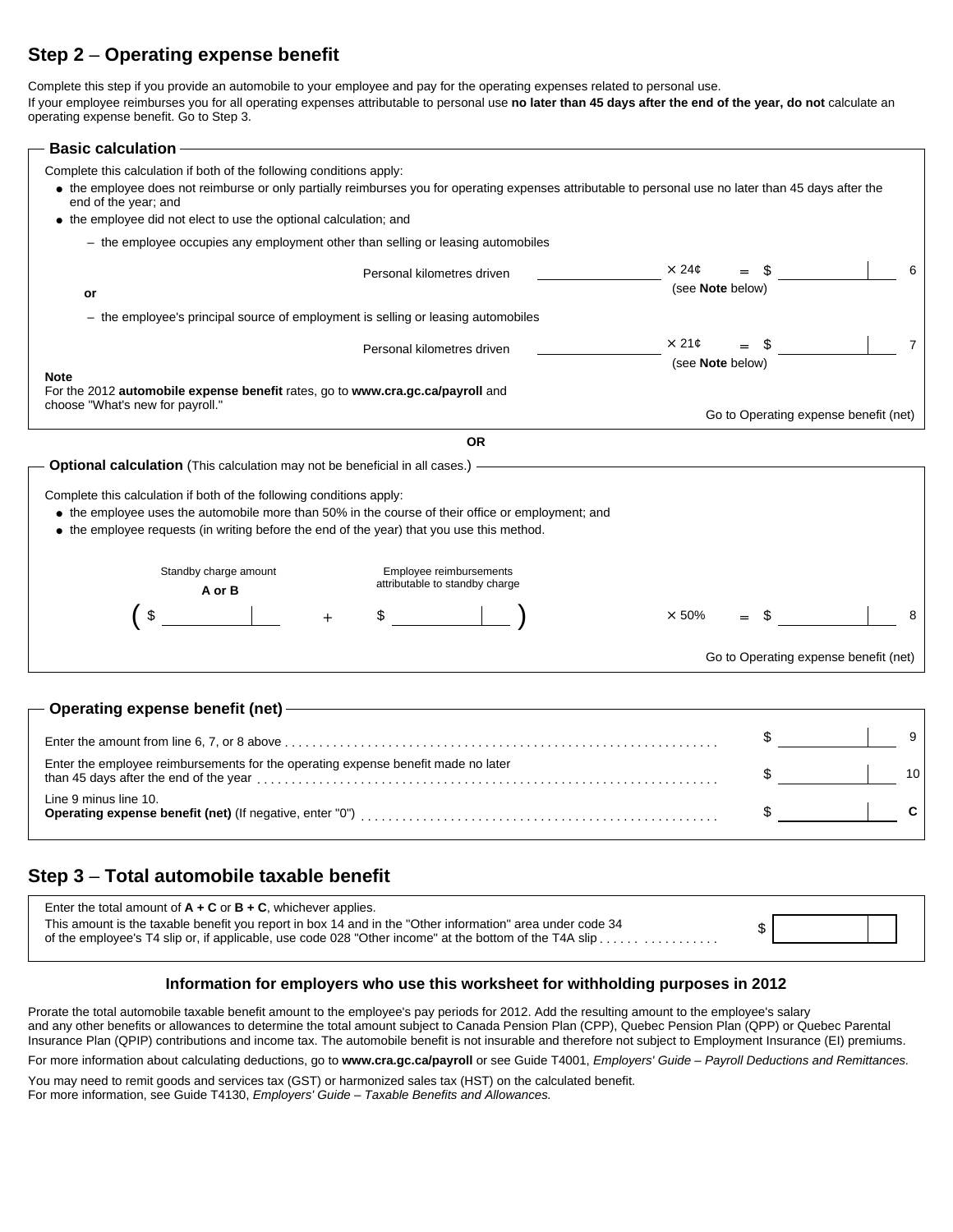## Step 2 – Operating expense benefit

Complete this step if you provide an automobile to your employee and pay for the operating expenses related to personal use.
If your employee reimburses you for all operating expenses attributable to personal use **no later than 45 days after the end of the year, do not** calculate an operating expense benefit. Go to Step 3.

### Basic calculation

Complete this calculation if both of the following conditions apply:

- the employee does not reimburse or only partially reimburses you for operating expenses attributable to personal use no later than 45 days after the end of the year; and
- the employee did not elect to use the optional calculation; and
  - the employee occupies any employment other than selling or leasing automobiles

Personal kilometres driven ____________ × 24¢ (see **Note** below) = $ ____________ 6

**or**

  - the employee's principal source of employment is selling or leasing automobiles

Personal kilometres driven ____________ × 21¢ (see **Note** below) = $ ____________ 7

**Note**
For the 2012 **automobile expense benefit** rates, go to **www.cra.gc.ca/payroll** and choose "What's new for payroll."

Go to Operating expense benefit (net)

**OR**

### Optional calculation (This calculation may not be beneficial in all cases.)

Complete this calculation if both of the following conditions apply:

- the employee uses the automobile more than 50% in the course of their office or employment; and
- the employee requests (in writing before the end of the year) that you use this method.

| Standby charge amount **A or B** | | Employee reimbursements attributable to standby charge | | | |
|---|---|---|---|---|---|
| ( $ ____________ | + | $ ____________ ) | × 50% | = $ ____________ | 8 |

Go to Operating expense benefit (net)

### Operating expense benefit (net)

| | | |
|---|---|---|
| Enter the amount from line 6, 7, or 8 above | $ ____________ | 9 |
| Enter the employee reimbursements for the operating expense benefit made no later than 45 days after the end of the year | $ ____________ | 10 |
| Line 9 minus line 10. **Operating expense benefit (net)** (If negative, enter "0") | $ ____________ | **C** |

## Step 3 – Total automobile taxable benefit

Enter the total amount of **A + C** or **B + C**, whichever applies.
This amount is the taxable benefit you report in box 14 and in the "Other information" area under code 34 of the employee's T4 slip or, if applicable, use code 028 "Other income" at the bottom of the T4A slip ..... $ ____________

### Information for employers who use this worksheet for withholding purposes in 2012

Prorate the total automobile taxable benefit amount to the employee's pay periods for 2012. Add the resulting amount to the employee's salary and any other benefits or allowances to determine the total amount subject to Canada Pension Plan (CPP), Quebec Pension Plan (QPP) or Quebec Parental Insurance Plan (QPIP) contributions and income tax. The automobile benefit is not insurable and therefore not subject to Employment Insurance (EI) premiums.

For more information about calculating deductions, go to **www.cra.gc.ca/payroll** or see Guide T4001, *Employers' Guide – Payroll Deductions and Remittances.*

You may need to remit goods and services tax (GST) or harmonized sales tax (HST) on the calculated benefit.
For more information, see Guide T4130, *Employers' Guide – Taxable Benefits and Allowances.*